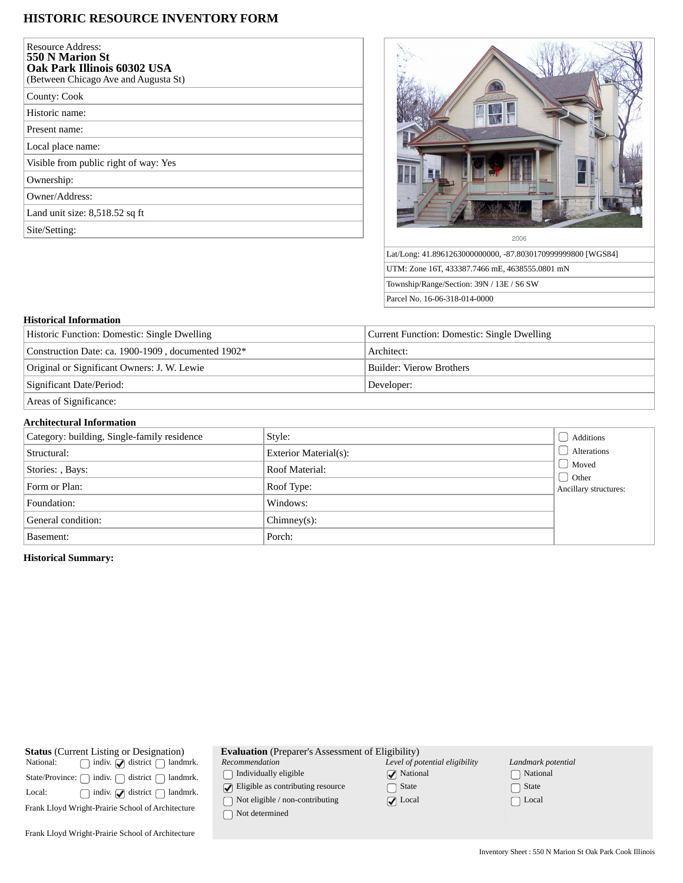# HISTORIC RESOURCE INVENTORY FORM

| | |
|---|---|
| Resource Address: **550 N Marion St Oak Park Illinois 60302 USA** (Between Chicago Ave and Augusta St) | |
| County: Cook | |
| Historic name: | |
| Present name: | |
| Local place name: | |
| Visible from public right of way: Yes | |
| Ownership: | |
| Owner/Address: | |
| Land unit size: 8,518.52 sq ft | |
| Site/Setting: | |

2006

| |
|---|
| Lat/Long: 41.8961263000000000, -87.8030170999999800 [WGS84] |
| UTM: Zone 16T, 433387.7466 mE, 4638555.0801 mN |
| Township/Range/Section: 39N / 13E / S6 SW |
| Parcel No. 16-06-318-014-0000 |

### Historical Information

| | |
|---|---|
| Historic Function: Domestic: Single Dwelling | Current Function: Domestic: Single Dwelling |
| Construction Date: ca. 1900-1909 , documented 1902* | Architect: |
| Original or Significant Owners: J. W. Lewie | Builder: Vierow Brothers |
| Significant Date/Period: | Developer: |
| Areas of Significance: | |

### Architectural Information

| | | |
|---|---|---|
| Category: building, Single-family residence | Style: | ☐ Additions |
| Structural: | Exterior Material(s): | ☐ Alterations |
| Stories: , Bays: | Roof Material: | ☐ Moved |
| Form or Plan: | Roof Type: | ☐ Other |
| Foundation: | Windows: | Ancillary structures: |
| General condition: | Chimney(s): | |
| Basement: | Porch: | |

**Historical Summary:**

**Status** (Current Listing or Designation)

| | | | |
|---|---|---|---|
| National: | ☐ indiv. | ☑ district | ☐ landmrk. |
| State/Province: | ☐ indiv. | ☐ district | ☐ landmrk. |
| Local: | ☐ indiv. | ☑ district | ☐ landmrk. |

Frank Lloyd Wright-Prairie School of Architecture

Frank Lloyd Wright-Prairie School of Architecture

**Evaluation** (Preparer's Assessment of Eligibility)

| *Recommendation* | *Level of potential eligibility* | *Landmark potential* |
|---|---|---|
| ☐ Individually eligible | ☑ National | ☐ National |
| ☑ Eligible as contributing resource | ☐ State | ☐ State |
| ☐ Not eligible / non-contributing | ☑ Local | ☐ Local |
| ☐ Not determined | | |

Inventory Sheet : 550 N Marion St Oak Park Cook Illinois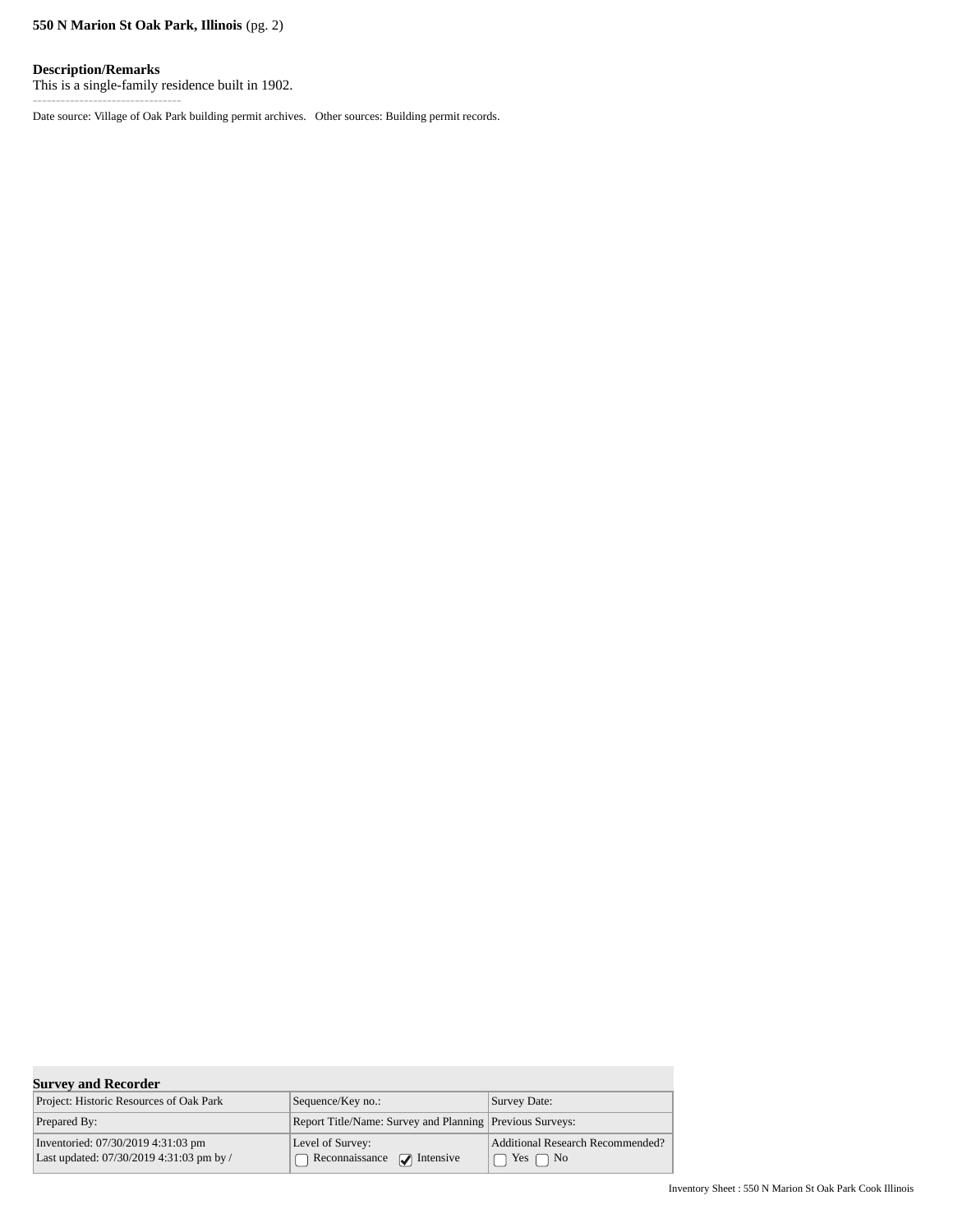**550 N Marion St Oak Park, Illinois** (pg. 2)

**Description/Remarks**

This is a single-family residence built in 1902.

---

Date source: Village of Oak Park building permit archives. Other sources: Building permit records.

**Survey and Recorder**

| | | |
|---|---|---|
| Project: Historic Resources of Oak Park | Sequence/Key no.: | Survey Date: |
| Prepared By: | Report Title/Name: Survey and Planning | Previous Surveys: |
| Inventoried: 07/30/2019 4:31:03 pm<br>Last updated: 07/30/2019 4:31:03 pm by / | Level of Survey:<br>☐ Reconnaissance ☑ Intensive | Additional Research Recommended?<br>☐ Yes ☐ No |